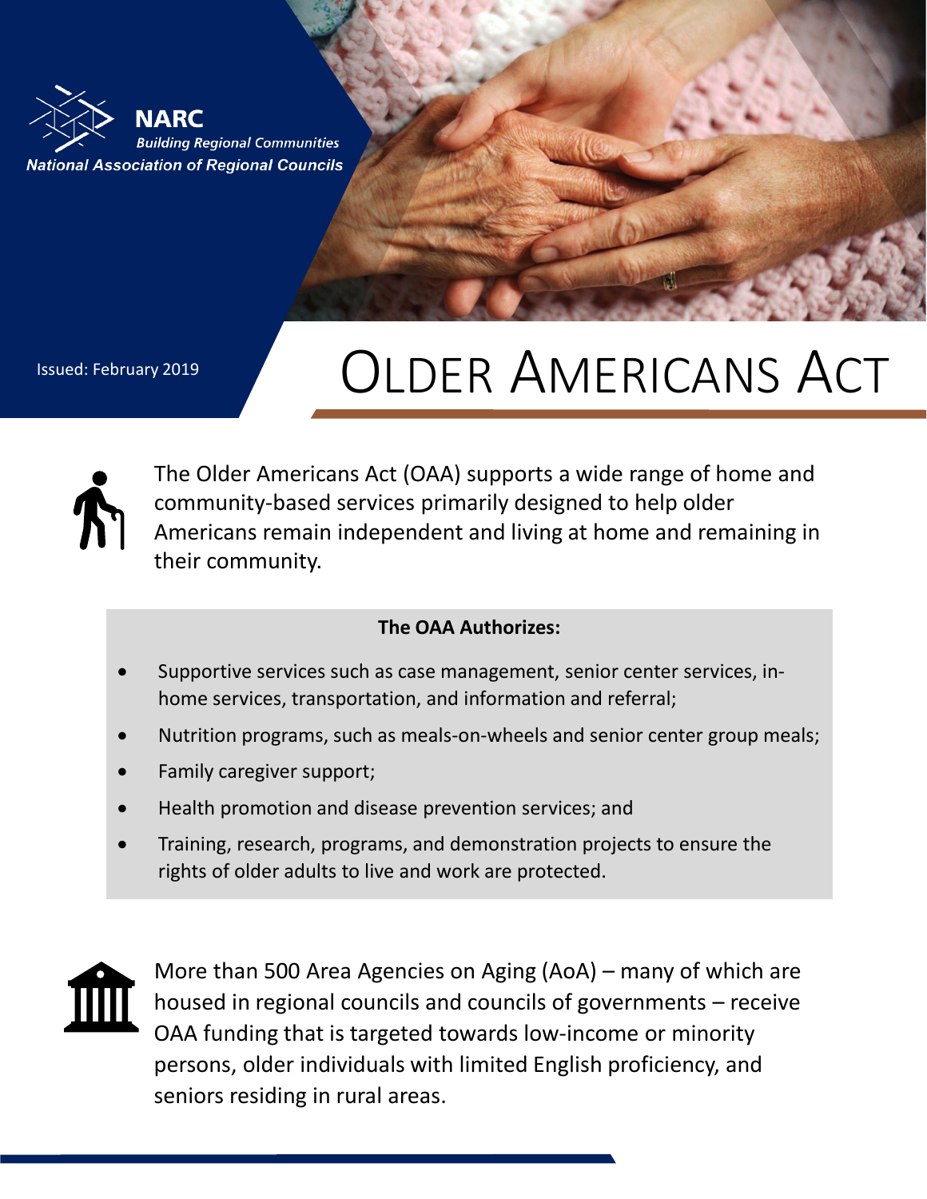**NARC**
*Building Regional Communities*
*National Association of Regional Councils*

Issued: February 2019

# Older Americans Act

The Older Americans Act (OAA) supports a wide range of home and community-based services primarily designed to help older Americans remain independent and living at home and remaining in their community.

**The OAA Authorizes:**

- Supportive services such as case management, senior center services, in-home services, transportation, and information and referral;
- Nutrition programs, such as meals-on-wheels and senior center group meals;
- Family caregiver support;
- Health promotion and disease prevention services; and
- Training, research, programs, and demonstration projects to ensure the rights of older adults to live and work are protected.

More than 500 Area Agencies on Aging (AoA) – many of which are housed in regional councils and councils of governments – receive OAA funding that is targeted towards low-income or minority persons, older individuals with limited English proficiency, and seniors residing in rural areas.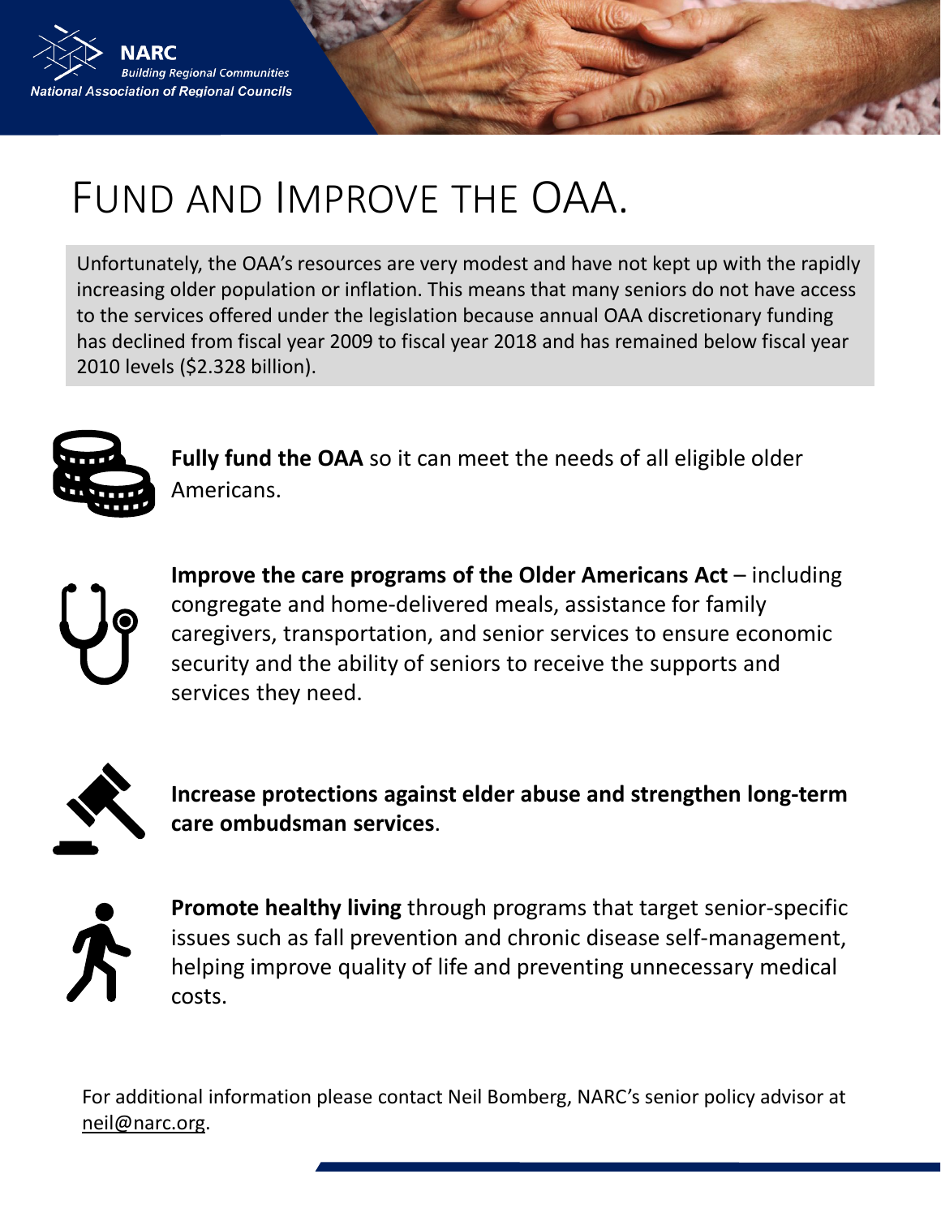# FUND AND IMPROVE THE OAA.

Unfortunately, the OAA's resources are very modest and have not kept up with the rapidly increasing older population or inflation. This means that many seniors do not have access to the services offered under the legislation because annual OAA discretionary funding has declined from fiscal year 2009 to fiscal year 2018 and has remained below fiscal year 2010 levels ($2.328 billion).

**Fully fund the OAA** so it can meet the needs of all eligible older Americans.

**Improve the care programs of the Older Americans Act** – including congregate and home-delivered meals, assistance for family caregivers, transportation, and senior services to ensure economic security and the ability of seniors to receive the supports and services they need.

**Increase protections against elder abuse and strengthen long-term care ombudsman services**.

**Promote healthy living** through programs that target senior-specific issues such as fall prevention and chronic disease self-management, helping improve quality of life and preventing unnecessary medical costs.

For additional information please contact Neil Bomberg, NARC's senior policy advisor at neil@narc.org.